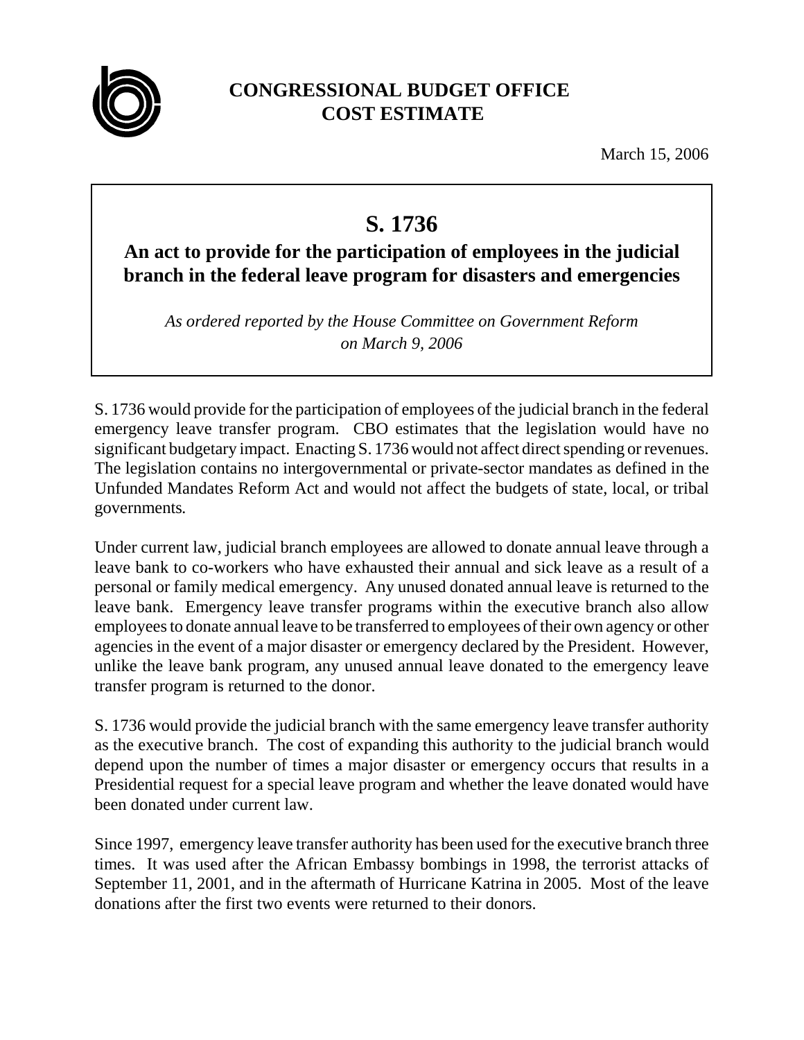# CONGRESSIONAL BUDGET OFFICE
# COST ESTIMATE

March 15, 2006

## S. 1736

### An act to provide for the participation of employees in the judicial branch in the federal leave program for disasters and emergencies

*As ordered reported by the House Committee on Government Reform on March 9, 2006*

S. 1736 would provide for the participation of employees of the judicial branch in the federal emergency leave transfer program. CBO estimates that the legislation would have no significant budgetary impact. Enacting S. 1736 would not affect direct spending or revenues. The legislation contains no intergovernmental or private-sector mandates as defined in the Unfunded Mandates Reform Act and would not affect the budgets of state, local, or tribal governments.

Under current law, judicial branch employees are allowed to donate annual leave through a leave bank to co-workers who have exhausted their annual and sick leave as a result of a personal or family medical emergency. Any unused donated annual leave is returned to the leave bank. Emergency leave transfer programs within the executive branch also allow employees to donate annual leave to be transferred to employees of their own agency or other agencies in the event of a major disaster or emergency declared by the President. However, unlike the leave bank program, any unused annual leave donated to the emergency leave transfer program is returned to the donor.

S. 1736 would provide the judicial branch with the same emergency leave transfer authority as the executive branch. The cost of expanding this authority to the judicial branch would depend upon the number of times a major disaster or emergency occurs that results in a Presidential request for a special leave program and whether the leave donated would have been donated under current law.

Since 1997, emergency leave transfer authority has been used for the executive branch three times. It was used after the African Embassy bombings in 1998, the terrorist attacks of September 11, 2001, and in the aftermath of Hurricane Katrina in 2005. Most of the leave donations after the first two events were returned to their donors.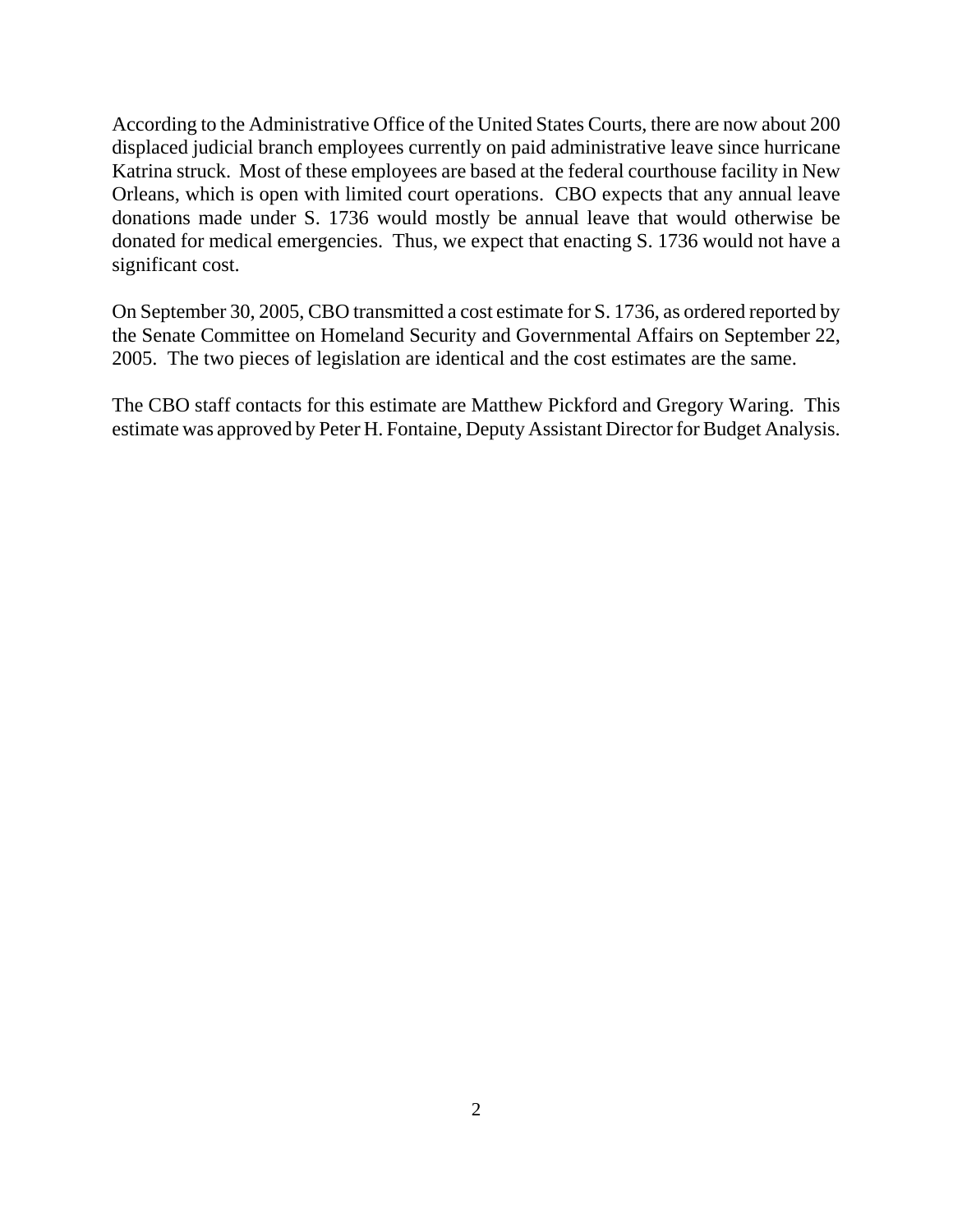According to the Administrative Office of the United States Courts, there are now about 200 displaced judicial branch employees currently on paid administrative leave since hurricane Katrina struck. Most of these employees are based at the federal courthouse facility in New Orleans, which is open with limited court operations. CBO expects that any annual leave donations made under S. 1736 would mostly be annual leave that would otherwise be donated for medical emergencies. Thus, we expect that enacting S. 1736 would not have a significant cost.

On September 30, 2005, CBO transmitted a cost estimate for S. 1736, as ordered reported by the Senate Committee on Homeland Security and Governmental Affairs on September 22, 2005. The two pieces of legislation are identical and the cost estimates are the same.

The CBO staff contacts for this estimate are Matthew Pickford and Gregory Waring. This estimate was approved by Peter H. Fontaine, Deputy Assistant Director for Budget Analysis.